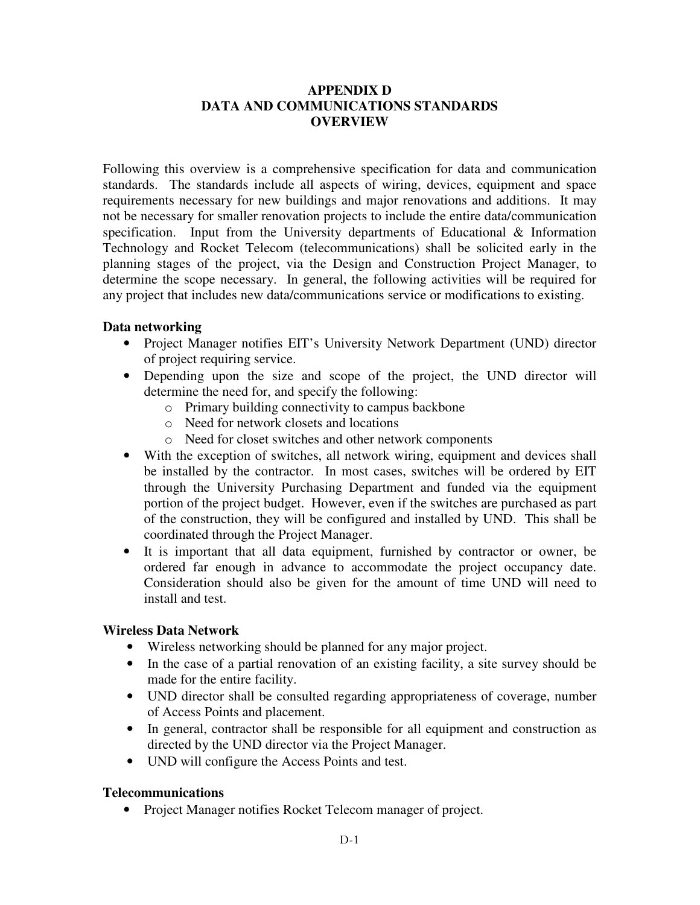# APPENDIX D
# DATA AND COMMUNICATIONS STANDARDS
# OVERVIEW

Following this overview is a comprehensive specification for data and communication standards. The standards include all aspects of wiring, devices, equipment and space requirements necessary for new buildings and major renovations and additions. It may not be necessary for smaller renovation projects to include the entire data/communication specification. Input from the University departments of Educational & Information Technology and Rocket Telecom (telecommunications) shall be solicited early in the planning stages of the project, via the Design and Construction Project Manager, to determine the scope necessary. In general, the following activities will be required for any project that includes new data/communications service or modifications to existing.

### Data networking

- Project Manager notifies EIT's University Network Department (UND) director of project requiring service.
- Depending upon the size and scope of the project, the UND director will determine the need for, and specify the following:
  - Primary building connectivity to campus backbone
  - Need for network closets and locations
  - Need for closet switches and other network components
- With the exception of switches, all network wiring, equipment and devices shall be installed by the contractor. In most cases, switches will be ordered by EIT through the University Purchasing Department and funded via the equipment portion of the project budget. However, even if the switches are purchased as part of the construction, they will be configured and installed by UND. This shall be coordinated through the Project Manager.
- It is important that all data equipment, furnished by contractor or owner, be ordered far enough in advance to accommodate the project occupancy date. Consideration should also be given for the amount of time UND will need to install and test.

### Wireless Data Network

- Wireless networking should be planned for any major project.
- In the case of a partial renovation of an existing facility, a site survey should be made for the entire facility.
- UND director shall be consulted regarding appropriateness of coverage, number of Access Points and placement.
- In general, contractor shall be responsible for all equipment and construction as directed by the UND director via the Project Manager.
- UND will configure the Access Points and test.

### Telecommunications

- Project Manager notifies Rocket Telecom manager of project.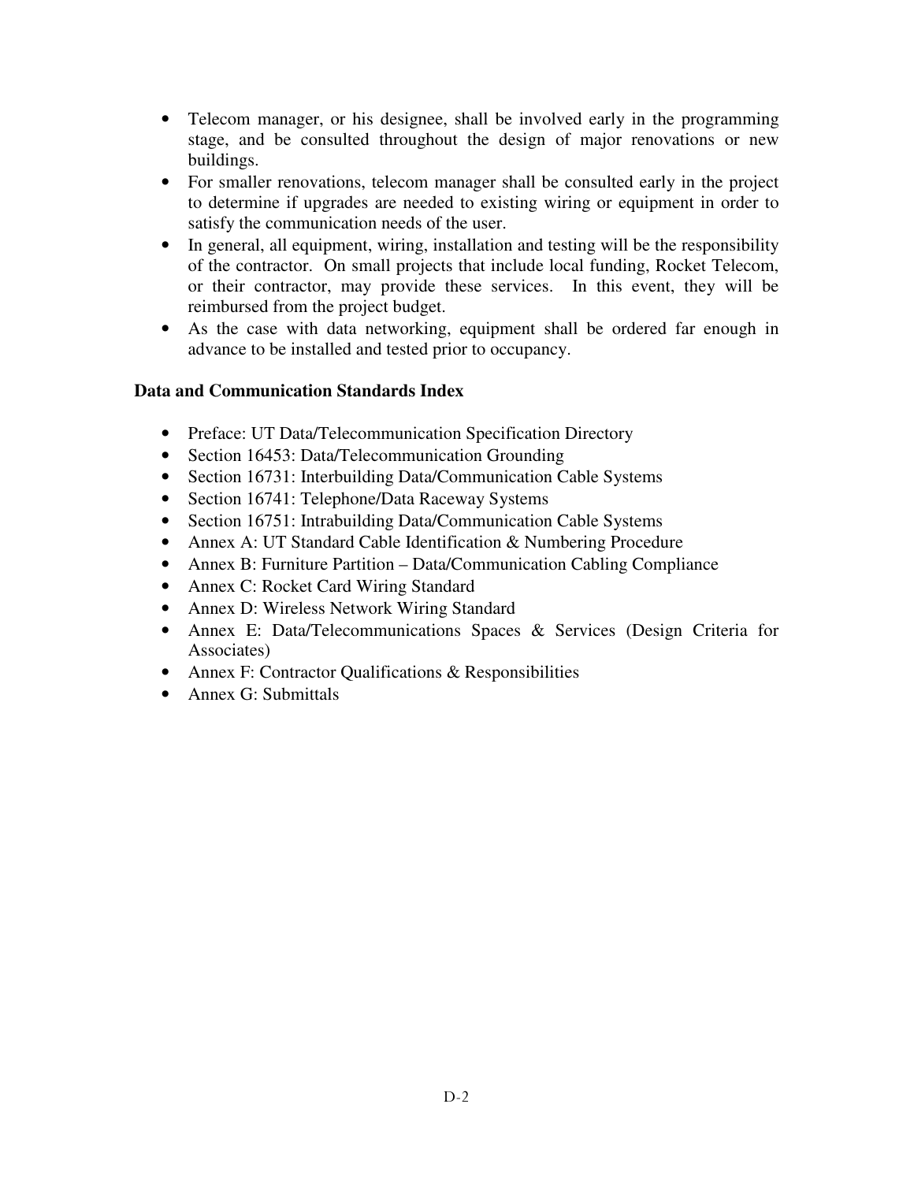- Telecom manager, or his designee, shall be involved early in the programming stage, and be consulted throughout the design of major renovations or new buildings.
- For smaller renovations, telecom manager shall be consulted early in the project to determine if upgrades are needed to existing wiring or equipment in order to satisfy the communication needs of the user.
- In general, all equipment, wiring, installation and testing will be the responsibility of the contractor. On small projects that include local funding, Rocket Telecom, or their contractor, may provide these services. In this event, they will be reimbursed from the project budget.
- As the case with data networking, equipment shall be ordered far enough in advance to be installed and tested prior to occupancy.

**Data and Communication Standards Index**

- Preface: UT Data/Telecommunication Specification Directory
- Section 16453: Data/Telecommunication Grounding
- Section 16731: Interbuilding Data/Communication Cable Systems
- Section 16741: Telephone/Data Raceway Systems
- Section 16751: Intrabuilding Data/Communication Cable Systems
- Annex A: UT Standard Cable Identification & Numbering Procedure
- Annex B: Furniture Partition – Data/Communication Cabling Compliance
- Annex C: Rocket Card Wiring Standard
- Annex D: Wireless Network Wiring Standard
- Annex E: Data/Telecommunications Spaces & Services (Design Criteria for Associates)
- Annex F: Contractor Qualifications & Responsibilities
- Annex G: Submittals